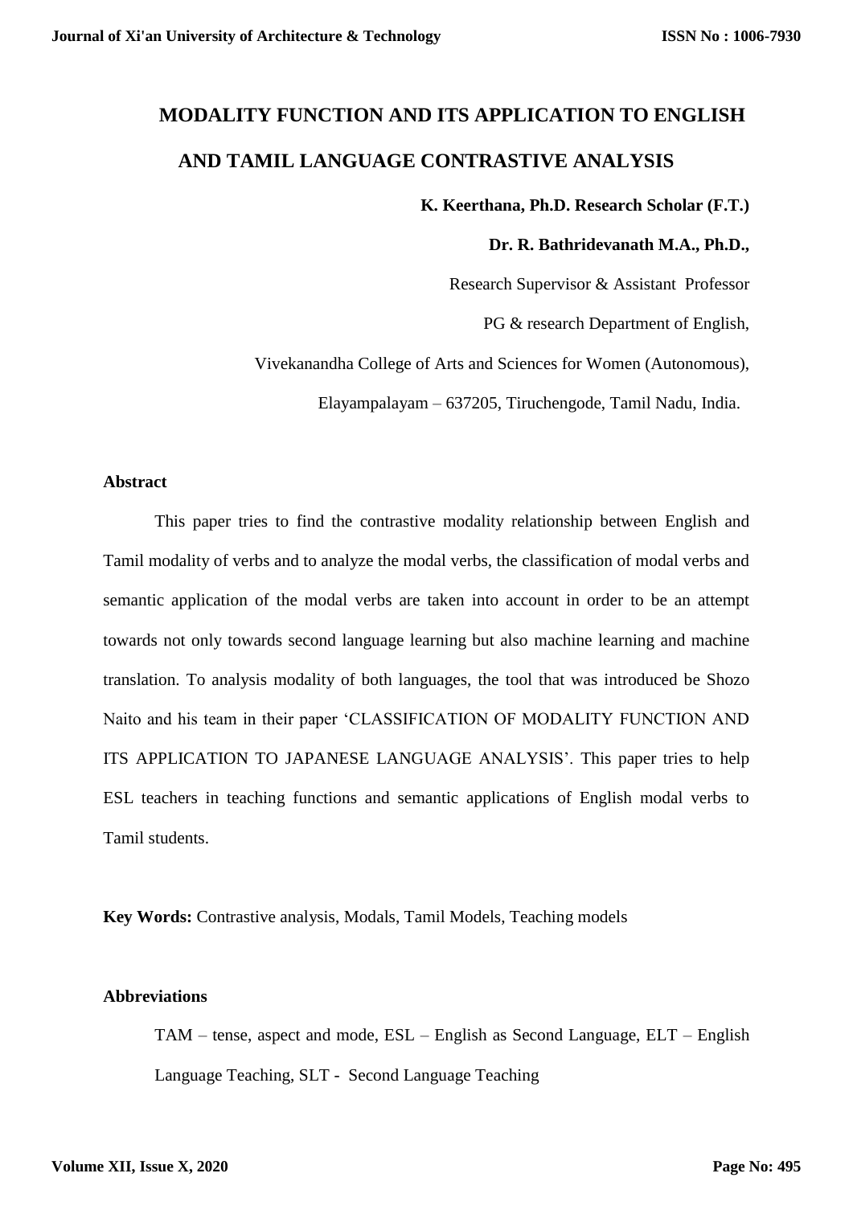# MODALITY FUNCTION AND ITS APPLICATION TO ENGLISH AND TAMIL LANGUAGE CONTRASTIVE ANALYSIS

**K. Keerthana, Ph.D. Research Scholar (F.T.)**

**Dr. R. Bathridevanath M.A., Ph.D.,**

Research Supervisor & Assistant Professor

PG & research Department of English,

Vivekanandha College of Arts and Sciences for Women (Autonomous),

Elayampalayam – 637205, Tiruchengode, Tamil Nadu, India.

## Abstract

This paper tries to find the contrastive modality relationship between English and Tamil modality of verbs and to analyze the modal verbs, the classification of modal verbs and semantic application of the modal verbs are taken into account in order to be an attempt towards not only towards second language learning but also machine learning and machine translation. To analysis modality of both languages, the tool that was introduced be Shozo Naito and his team in their paper 'CLASSIFICATION OF MODALITY FUNCTION AND ITS APPLICATION TO JAPANESE LANGUAGE ANALYSIS'. This paper tries to help ESL teachers in teaching functions and semantic applications of English modal verbs to Tamil students.

**Key Words:** Contrastive analysis, Modals, Tamil Models, Teaching models

## Abbreviations

TAM – tense, aspect and mode, ESL – English as Second Language, ELT – English Language Teaching, SLT - Second Language Teaching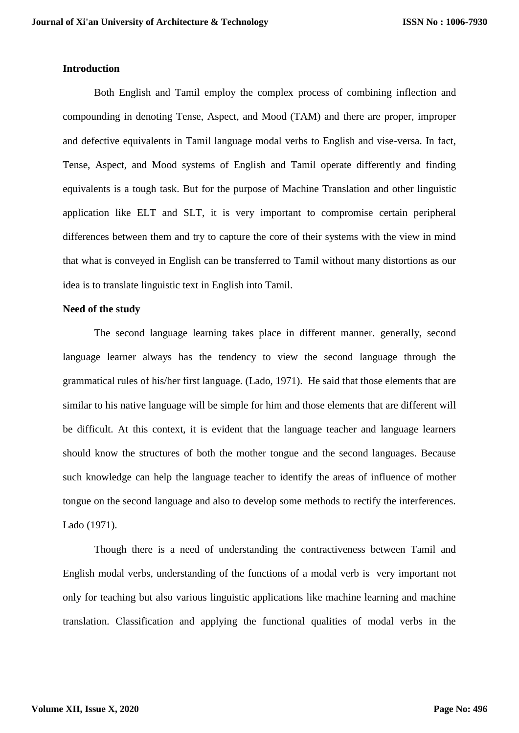**Introduction**

Both English and Tamil employ the complex process of combining inflection and compounding in denoting Tense, Aspect, and Mood (TAM) and there are proper, improper and defective equivalents in Tamil language modal verbs to English and vise-versa. In fact, Tense, Aspect, and Mood systems of English and Tamil operate differently and finding equivalents is a tough task. But for the purpose of Machine Translation and other linguistic application like ELT and SLT, it is very important to compromise certain peripheral differences between them and try to capture the core of their systems with the view in mind that what is conveyed in English can be transferred to Tamil without many distortions as our idea is to translate linguistic text in English into Tamil.

**Need of the study**

The second language learning takes place in different manner. generally, second language learner always has the tendency to view the second language through the grammatical rules of his/her first language. (Lado, 1971). He said that those elements that are similar to his native language will be simple for him and those elements that are different will be difficult. At this context, it is evident that the language teacher and language learners should know the structures of both the mother tongue and the second languages. Because such knowledge can help the language teacher to identify the areas of influence of mother tongue on the second language and also to develop some methods to rectify the interferences. Lado (1971).

Though there is a need of understanding the contractiveness between Tamil and English modal verbs, understanding of the functions of a modal verb is very important not only for teaching but also various linguistic applications like machine learning and machine translation. Classification and applying the functional qualities of modal verbs in the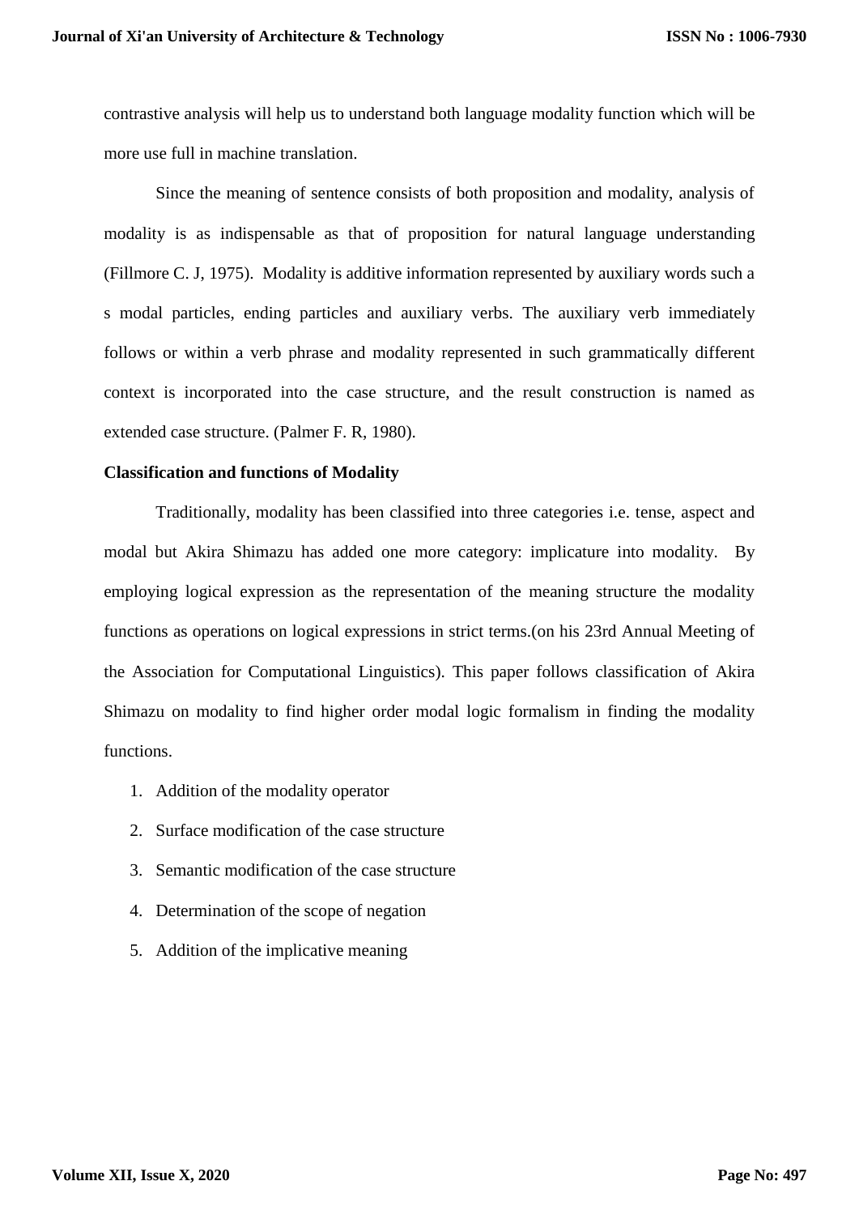contrastive analysis will help us to understand both language modality function which will be more use full in machine translation.

Since the meaning of sentence consists of both proposition and modality, analysis of modality is as indispensable as that of proposition for natural language understanding (Fillmore C. J, 1975). Modality is additive information represented by auxiliary words such a s modal particles, ending particles and auxiliary verbs. The auxiliary verb immediately follows or within a verb phrase and modality represented in such grammatically different context is incorporated into the case structure, and the result construction is named as extended case structure. (Palmer F. R, 1980).

**Classification and functions of Modality**

Traditionally, modality has been classified into three categories i.e. tense, aspect and modal but Akira Shimazu has added one more category: implicature into modality. By employing logical expression as the representation of the meaning structure the modality functions as operations on logical expressions in strict terms.(on his 23rd Annual Meeting of the Association for Computational Linguistics). This paper follows classification of Akira Shimazu on modality to find higher order modal logic formalism in finding the modality functions.

1. Addition of the modality operator
2. Surface modification of the case structure
3. Semantic modification of the case structure
4. Determination of the scope of negation
5. Addition of the implicative meaning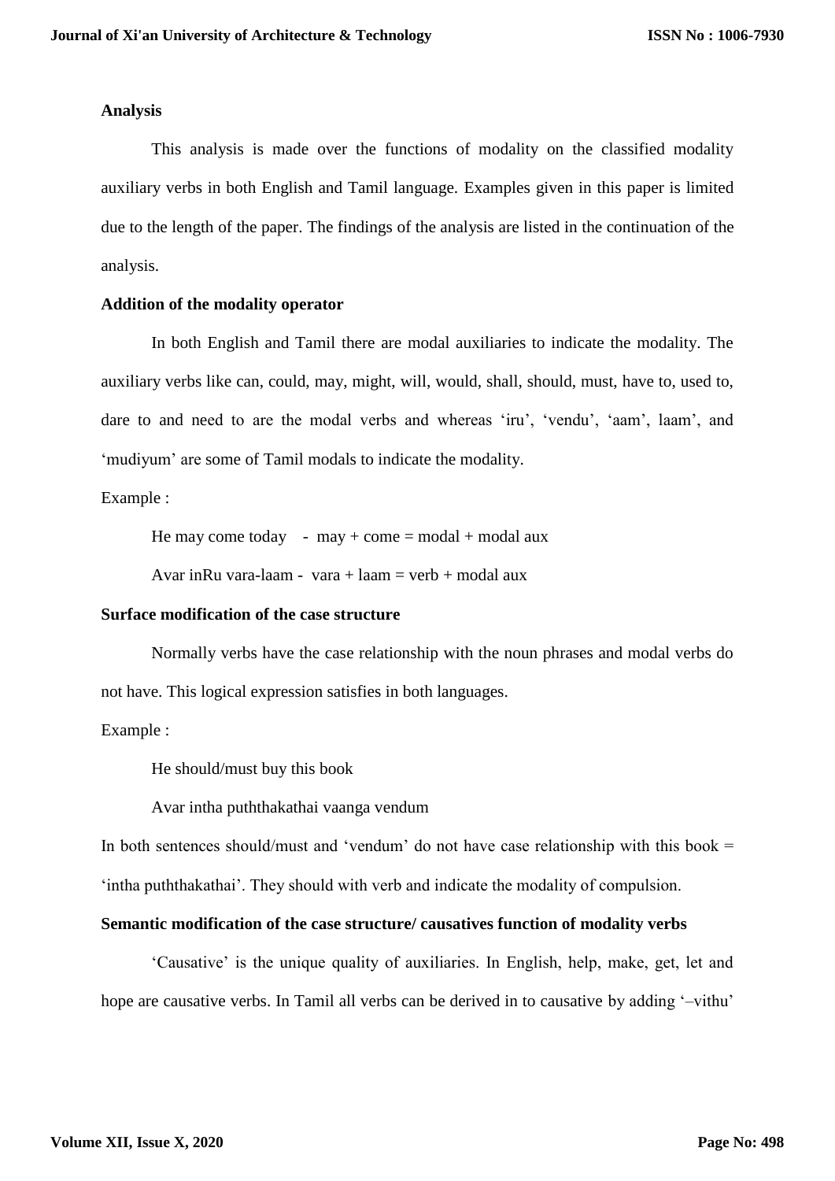**Analysis**

This analysis is made over the functions of modality on the classified modality auxiliary verbs in both English and Tamil language. Examples given in this paper is limited due to the length of the paper. The findings of the analysis are listed in the continuation of the analysis.

**Addition of the modality operator**

In both English and Tamil there are modal auxiliaries to indicate the modality. The auxiliary verbs like can, could, may, might, will, would, shall, should, must, have to, used to, dare to and need to are the modal verbs and whereas 'iru', 'vendu', 'aam', laam', and 'mudiyum' are some of Tamil modals to indicate the modality.

Example :

He may come today - may + come = modal + modal aux

Avar inRu vara-laam - vara + laam = verb + modal aux

**Surface modification of the case structure**

Normally verbs have the case relationship with the noun phrases and modal verbs do not have. This logical expression satisfies in both languages.

Example :

He should/must buy this book

Avar intha puththakathai vaanga vendum

In both sentences should/must and 'vendum' do not have case relationship with this book = 'intha puththakathai'. They should with verb and indicate the modality of compulsion.

**Semantic modification of the case structure/ causatives function of modality verbs**

'Causative' is the unique quality of auxiliaries. In English, help, make, get, let and hope are causative verbs. In Tamil all verbs can be derived in to causative by adding '–vithu'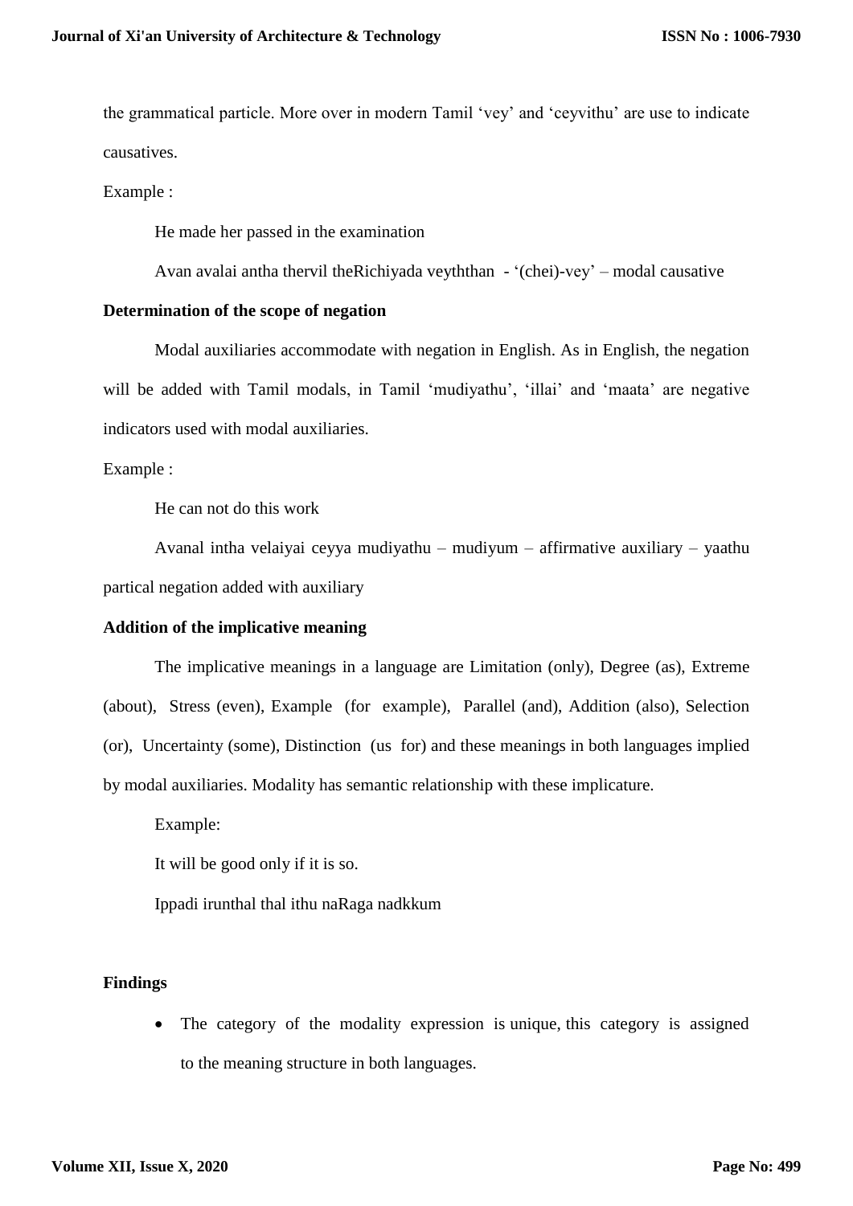the grammatical particle. More over in modern Tamil 'vey' and 'ceyvithu' are use to indicate causatives.

Example :

He made her passed in the examination

Avan avalai antha thervil theRichiyada veyththan - '(chei)-vey' – modal causative

**Determination of the scope of negation**

Modal auxiliaries accommodate with negation in English. As in English, the negation will be added with Tamil modals, in Tamil 'mudiyathu', 'illai' and 'maata' are negative indicators used with modal auxiliaries.

Example :

He can not do this work

Avanal intha velaiyai ceyya mudiyathu – mudiyum – affirmative auxiliary – yaathu partical negation added with auxiliary

**Addition of the implicative meaning**

The implicative meanings in a language are Limitation (only), Degree (as), Extreme (about), Stress (even), Example (for example), Parallel (and), Addition (also), Selection (or), Uncertainty (some), Distinction (us for) and these meanings in both languages implied by modal auxiliaries. Modality has semantic relationship with these implicature.

Example:

It will be good only if it is so.

Ippadi irunthal thal ithu naRaga nadkkum

**Findings**

- The category of the modality expression is unique, this category is assigned to the meaning structure in both languages.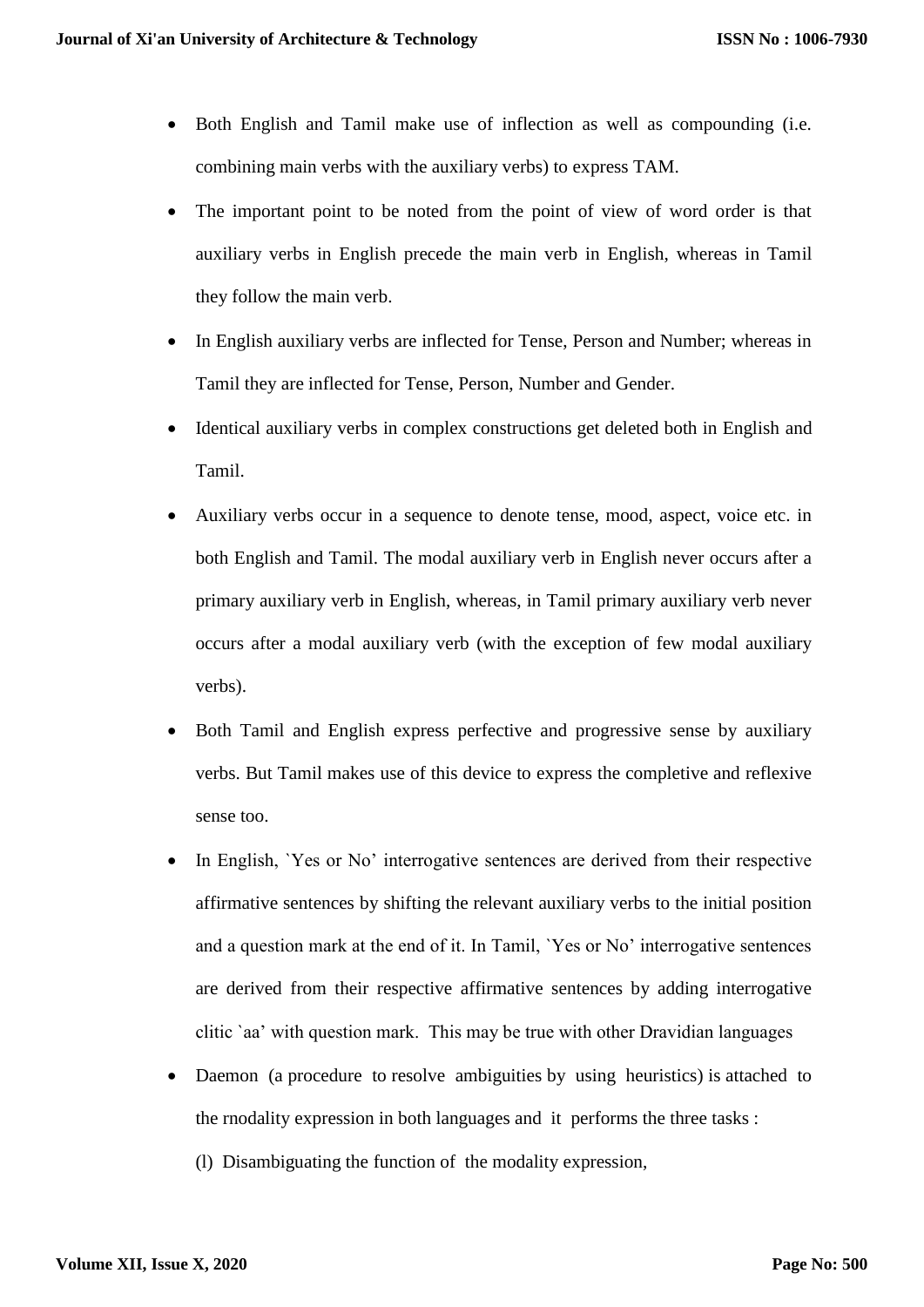- Both English and Tamil make use of inflection as well as compounding (i.e. combining main verbs with the auxiliary verbs) to express TAM.
- The important point to be noted from the point of view of word order is that auxiliary verbs in English precede the main verb in English, whereas in Tamil they follow the main verb.
- In English auxiliary verbs are inflected for Tense, Person and Number; whereas in Tamil they are inflected for Tense, Person, Number and Gender.
- Identical auxiliary verbs in complex constructions get deleted both in English and Tamil.
- Auxiliary verbs occur in a sequence to denote tense, mood, aspect, voice etc. in both English and Tamil. The modal auxiliary verb in English never occurs after a primary auxiliary verb in English, whereas, in Tamil primary auxiliary verb never occurs after a modal auxiliary verb (with the exception of few modal auxiliary verbs).
- Both Tamil and English express perfective and progressive sense by auxiliary verbs. But Tamil makes use of this device to express the completive and reflexive sense too.
- In English, `Yes or No' interrogative sentences are derived from their respective affirmative sentences by shifting the relevant auxiliary verbs to the initial position and a question mark at the end of it. In Tamil, `Yes or No' interrogative sentences are derived from their respective affirmative sentences by adding interrogative clitic `aa' with question mark. This may be true with other Dravidian languages
- Daemon (a procedure to resolve ambiguities by using heuristics) is attached to the rnodality expression in both languages and it performs the three tasks :

  (l) Disambiguating the function of the modality expression,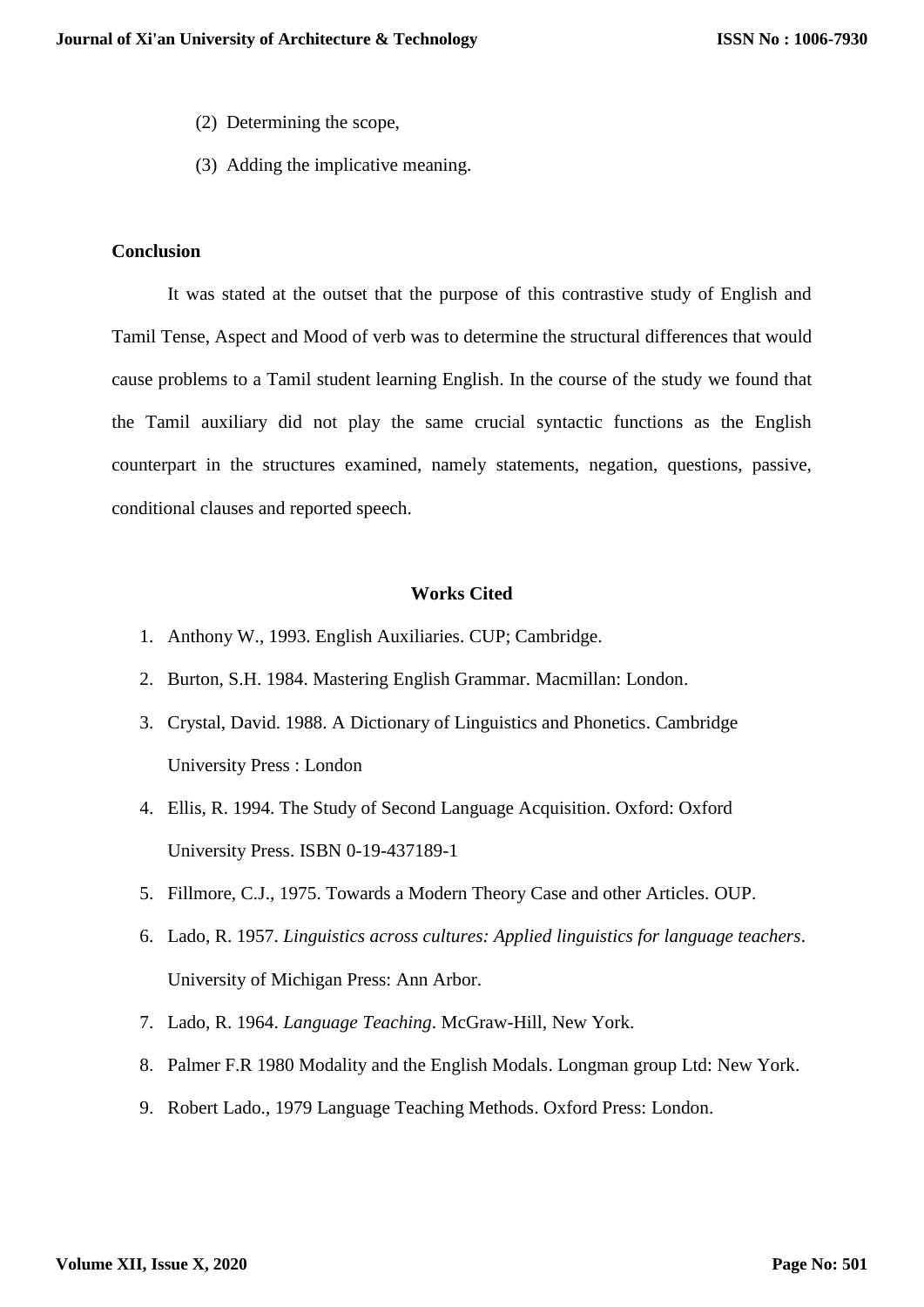(2) Determining the scope,

(3) Adding the implicative meaning.

**Conclusion**

It was stated at the outset that the purpose of this contrastive study of English and Tamil Tense, Aspect and Mood of verb was to determine the structural differences that would cause problems to a Tamil student learning English. In the course of the study we found that the Tamil auxiliary did not play the same crucial syntactic functions as the English counterpart in the structures examined, namely statements, negation, questions, passive, conditional clauses and reported speech.

**Works Cited**

1. Anthony W., 1993. English Auxiliaries. CUP; Cambridge.
2. Burton, S.H. 1984. Mastering English Grammar. Macmillan: London.
3. Crystal, David. 1988. A Dictionary of Linguistics and Phonetics. Cambridge University Press : London
4. Ellis, R. 1994. The Study of Second Language Acquisition. Oxford: Oxford University Press. ISBN 0-19-437189-1
5. Fillmore, C.J., 1975. Towards a Modern Theory Case and other Articles. OUP.
6. Lado, R. 1957. *Linguistics across cultures: Applied linguistics for language teachers*. University of Michigan Press: Ann Arbor.
7. Lado, R. 1964. *Language Teaching*. McGraw-Hill, New York.
8. Palmer F.R 1980 Modality and the English Modals. Longman group Ltd: New York.
9. Robert Lado., 1979 Language Teaching Methods. Oxford Press: London.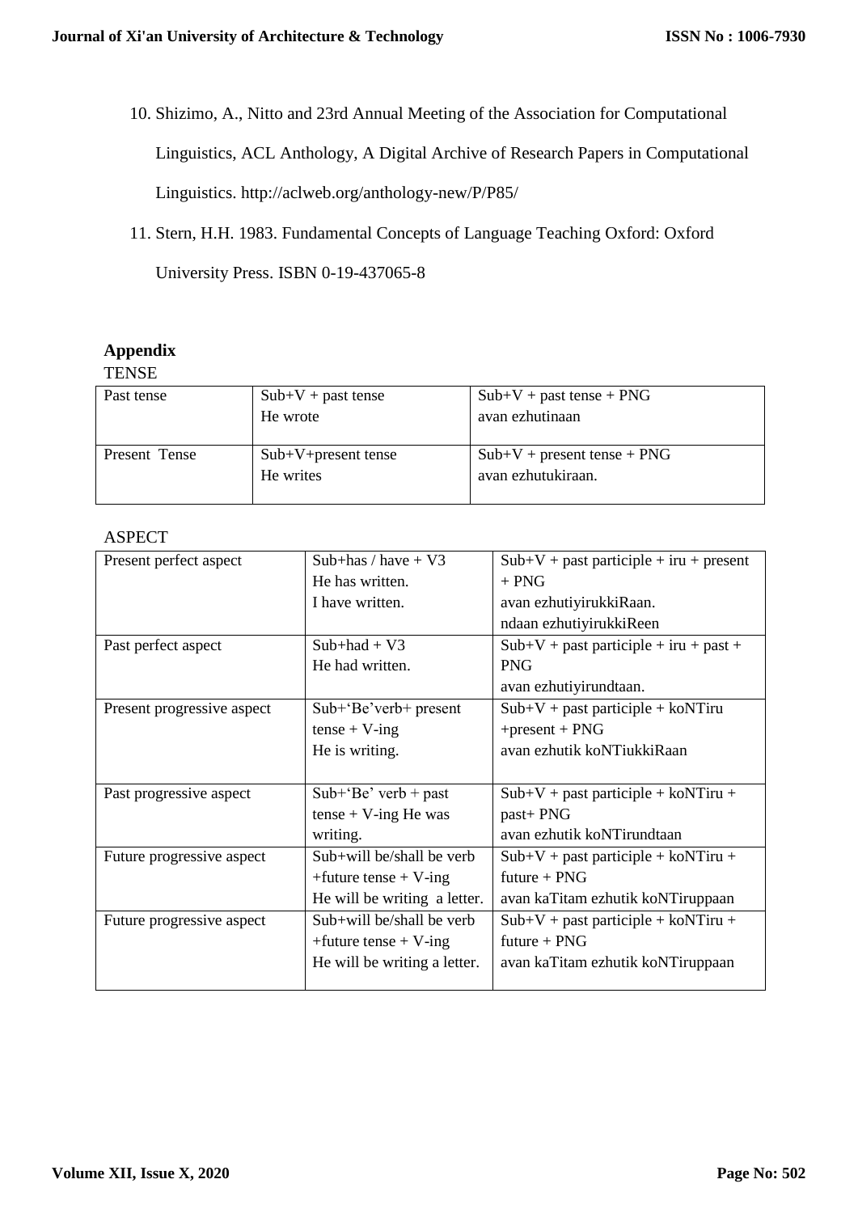10. Shizimo, A., Nitto and 23rd Annual Meeting of the Association for Computational Linguistics, ACL Anthology, A Digital Archive of Research Papers in Computational Linguistics. http://aclweb.org/anthology-new/P/P85/

11. Stern, H.H. 1983. Fundamental Concepts of Language Teaching Oxford: Oxford University Press. ISBN 0-19-437065-8

## Appendix

TENSE

| Past tense | Sub+V + past tense<br>He wrote | Sub+V + past tense + PNG<br>avan ezhutinaan |
|---|---|---|
| Present Tense | Sub+V+present tense<br>He writes | Sub+V + present tense + PNG<br>avan ezhutukiraan. |

ASPECT

| Present perfect aspect | Sub+has / have + V3<br>He has written.<br>I have written. | Sub+V + past participle + iru + present + PNG<br>avan ezhutiyirukkiRaan.<br>ndaan ezhutiyirukkiReen |
|---|---|---|
| Past perfect aspect | Sub+had + V3<br>He had written. | Sub+V + past participle + iru + past + PNG<br>avan ezhutiyirundtaan. |
| Present progressive aspect | Sub+'Be'verb+ present tense + V-ing<br>He is writing. | Sub+V + past participle + koNTiru +present + PNG<br>avan ezhutik koNTiukkiRaan |
| Past progressive aspect | Sub+'Be' verb + past tense + V-ing He was writing. | Sub+V + past participle + koNTiru + past+ PNG<br>avan ezhutik koNTirundtaan |
| Future progressive aspect | Sub+will be/shall be verb +future tense + V-ing<br>He will be writing a letter. | Sub+V + past participle + koNTiru + future + PNG<br>avan kaTitam ezhutik koNTiruppaan |
| Future progressive aspect | Sub+will be/shall be verb +future tense + V-ing<br>He will be writing a letter. | Sub+V + past participle + koNTiru + future + PNG<br>avan kaTitam ezhutik koNTiruppaan |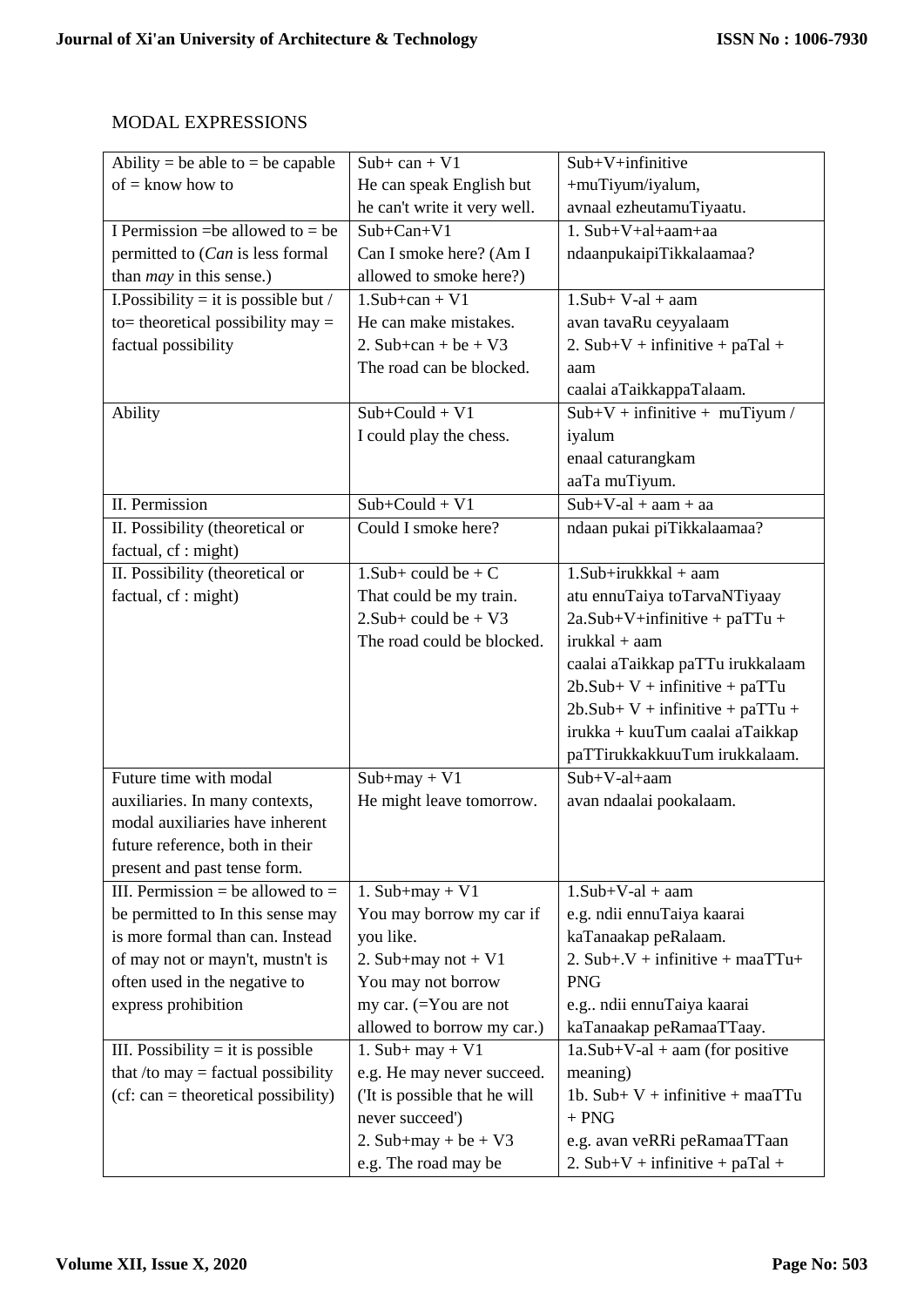MODAL EXPRESSIONS

| | | |
|---|---|---|
| Ability = be able to = be capable of = know how to | Sub+ can + V1<br>He can speak English but he can't write it very well. | Sub+V+infinitive +muTiyum/iyalum,<br>avnaal ezheutamuTiyaatu. |
| I Permission =be allowed to = be permitted to (*Can* is less formal than *may* in this sense.) | Sub+Can+V1<br>Can I smoke here? (Am I allowed to smoke here?) | 1. Sub+V+al+aam+aa<br>ndaanpukaipiTikkalaamaa? |
| I.Possibility = it is possible but / to= theoretical possibility may = factual possibility | 1.Sub+can + V1<br>He can make mistakes.<br>2. Sub+can + be + V3<br>The road can be blocked. | 1.Sub+ V-al + aam<br>avan tavaRu ceyyalaam<br>2. Sub+V + infinitive + paTal + aam<br>caalai aTaikkappaTalaam. |
| Ability | Sub+Could + V1<br>I could play the chess. | Sub+V + infinitive + muTiyum / iyalum<br>enaal caturangkam<br>aaTa muTiyum. |
| II. Permission | Sub+Could + V1 | Sub+V-al + aam + aa |
| II. Possibility (theoretical or factual, cf : might) | Could I smoke here? | ndaan pukai piTikkalaamaa? |
| II. Possibility (theoretical or factual, cf : might) | 1.Sub+ could be + C<br>That could be my train.<br>2.Sub+ could be + V3<br>The road could be blocked. | 1.Sub+irukkkal + aam<br>atu ennuTaiya toTarvaNTiyaay<br>2a.Sub+V+infinitive + paTTu + irukkal + aam<br>caalai aTaikkap paTTu irukkalaam<br>2b.Sub+ V + infinitive + paTTu<br>2b.Sub+ V + infinitive + paTTu + irukka + kuuTum caalai aTaikkap paTTirukkakkuuTum irukkalaam. |
| Future time with modal auxiliaries. In many contexts, modal auxiliaries have inherent future reference, both in their present and past tense form. | Sub+may + V1<br>He might leave tomorrow. | Sub+V-al+aam<br>avan ndaalai pookalaam. |
| III. Permission = be allowed to = be permitted to In this sense may is more formal than can. Instead of may not or mayn't, mustn't is often used in the negative to express prohibition | 1. Sub+may + V1<br>You may borrow my car if you like.<br>2. Sub+may not + V1<br>You may not borrow my car. (=You are not allowed to borrow my car.) | 1.Sub+V-al + aam<br>e.g. ndii ennuTaiya kaarai kaTanaakap peRalaam.<br>2. Sub+.V + infinitive + maaTTu+ PNG<br>e.g.. ndii ennuTaiya kaarai kaTanaakap peRamaaTTaay. |
| III. Possibility = it is possible that /to may = factual possibility (cf: can = theoretical possibility) | 1. Sub+ may + V1<br>e.g. He may never succeed. ('It is possible that he will never succeed')<br>2. Sub+may + be + V3<br>e.g. The road may be | 1a.Sub+V-al + aam (for positive meaning)<br>1b. Sub+ V + infinitive + maaTTu + PNG<br>e.g. avan veRRi peRamaaTTaan<br>2. Sub+V + infinitive + paTal + |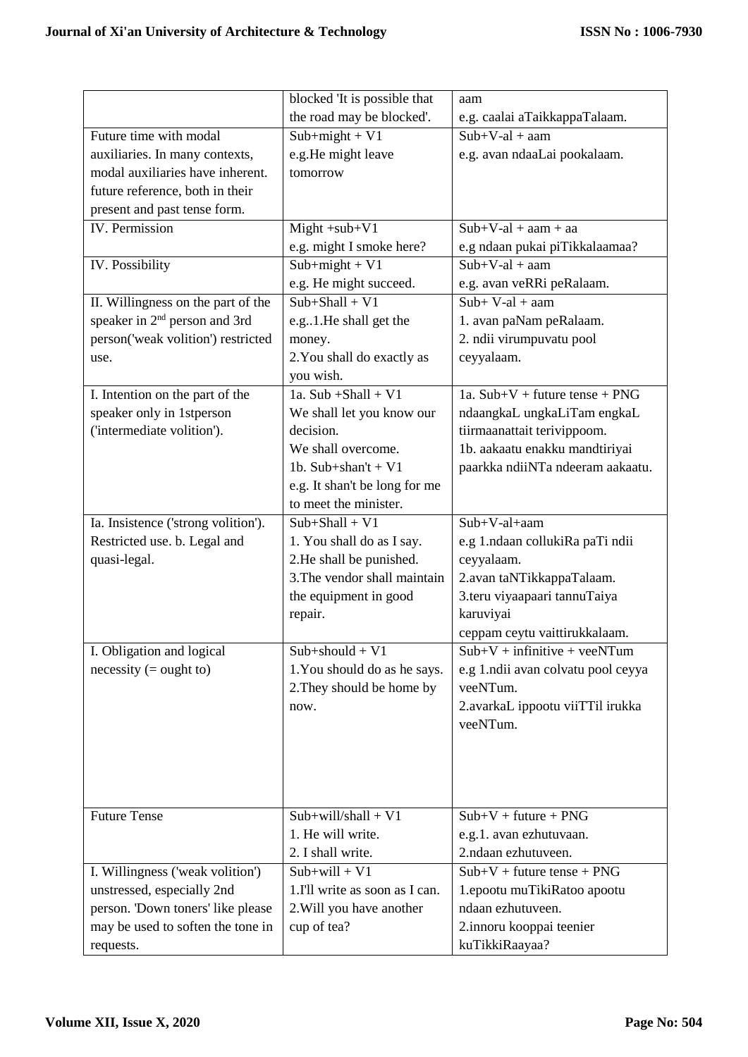|  |  |  |
|---|---|---|
|  | blocked 'It is possible that the road may be blocked'. | aam e.g. caalai aTaikkappaTalaam. |
| Future time with modal auxiliaries. In many contexts, modal auxiliaries have inherent. future reference, both in their present and past tense form. | Sub+might + V1 e.g.He might leave tomorrow | Sub+V-al + aam e.g. avan ndaaLai pookalaam. |
| IV. Permission | Might +sub+V1 e.g. might I smoke here? | Sub+V-al + aam + aa e.g ndaan pukai piTikkalaamaa? |
| IV. Possibility | Sub+might + V1 e.g. He might succeed. | Sub+V-al + aam e.g. avan veRRi peRalaam. |
| II. Willingness on the part of the speaker in 2nd person and 3rd person('weak volition') restricted use. | Sub+Shall + V1 e.g..1.He shall get the money. 2.You shall do exactly as you wish. | Sub+ V-al + aam 1. avan paNam peRalaam. 2. ndii virumpuvatu pool ceyyalaam. |
| I. Intention on the part of the speaker only in 1stperson ('intermediate volition'). | 1a. Sub +Shall + V1 We shall let you know our decision. We shall overcome. 1b. Sub+shan't + V1 e.g. It shan't be long for me to meet the minister. | 1a. Sub+V + future tense + PNG ndaangkaL ungkaLiTam engkaL tiirmaanattait terivippoom. 1b. aakaatu enakku mandtiriyai paarkka ndiiNTa ndeeram aakaatu. |
| Ia. Insistence ('strong volition'). Restricted use. b. Legal and quasi-legal. | Sub+Shall + V1 1. You shall do as I say. 2.He shall be punished. 3.The vendor shall maintain the equipment in good repair. | Sub+V-al+aam e.g 1.ndaan collukiRa paTi ndii ceyyalaam. 2.avan taNTikkappaTalaam. 3.teru viyaapaari tannuTaiya karuviyai ceppam ceytu vaittirukkalaam. |
| I. Obligation and logical necessity (= ought to) | Sub+should + V1 1.You should do as he says. 2.They should be home by now. | Sub+V + infinitive + veeNTum e.g 1.ndii avan colvatu pool ceyya veeNTum. 2.avarkaL ippootu viiTTil irukka veeNTum. |
| Future Tense | Sub+will/shall + V1 1. He will write. 2. I shall write. | Sub+V + future + PNG e.g.1. avan ezhutuvaan. 2.ndaan ezhutuveen. |
| I. Willingness ('weak volition') unstressed, especially 2nd person. 'Down toners' like please may be used to soften the tone in requests. | Sub+will + V1 1.I'll write as soon as I can. 2.Will you have another cup of tea? | Sub+V + future tense + PNG 1.epootu muTikiRatoo apootu ndaan ezhutuveen. 2.innoru kooppai teenier kuTikkiRaayaa? |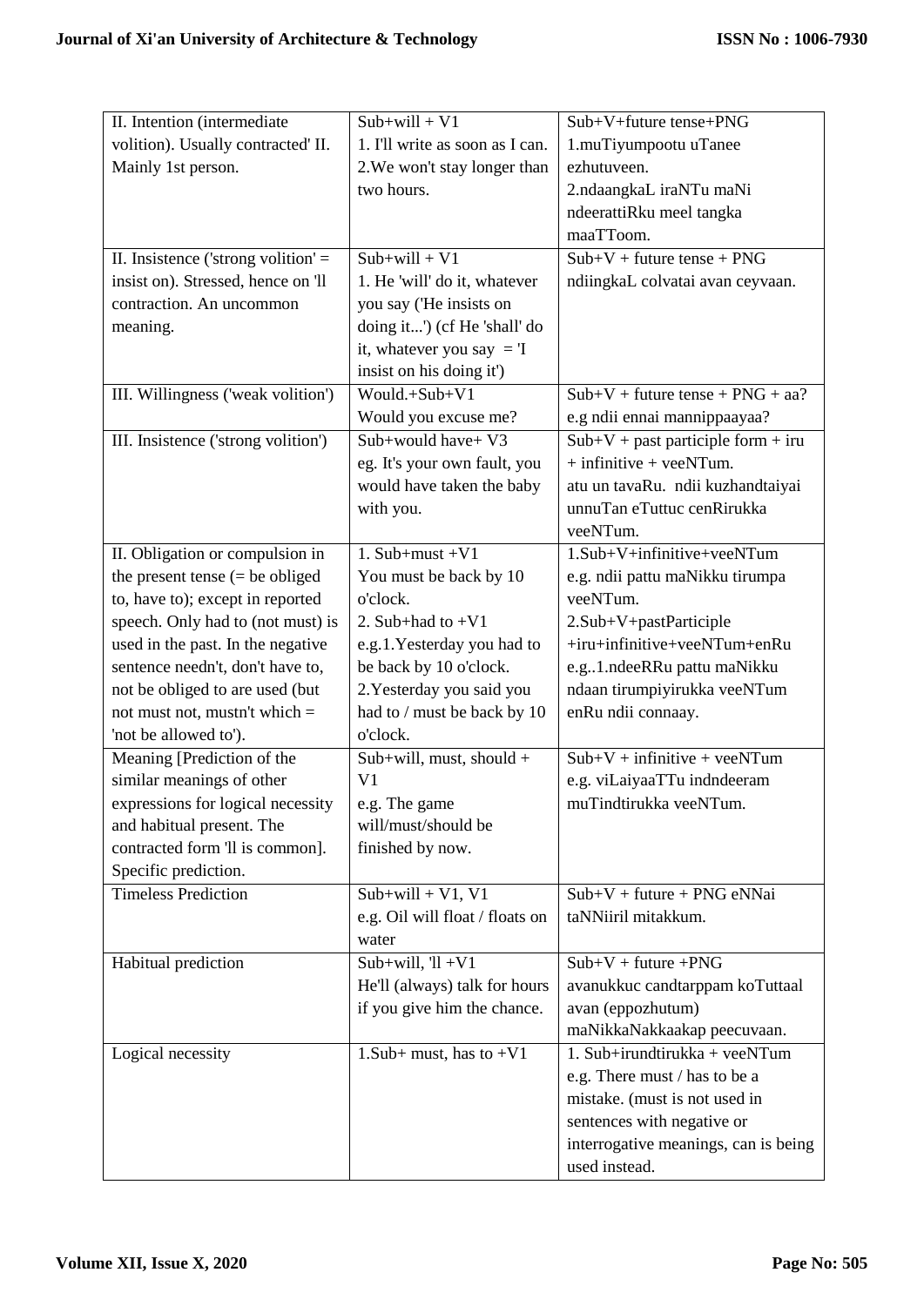| | | |
|---|---|---|
| II. Intention (intermediate volition). Usually contracted' II. Mainly 1st person. | Sub+will + V1<br>1. I'll write as soon as I can.<br>2.We won't stay longer than two hours. | Sub+V+future tense+PNG<br>1.muTiyumpootu uTanee ezhutuveen.<br>2.ndaangkaL iraNTu maNi ndeerattiRku meel tangka maaTToom. |
| II. Insistence ('strong volition' = insist on). Stressed, hence on 'll contraction. An uncommon meaning. | Sub+will + V1<br>1. He 'will' do it, whatever you say ('He insists on doing it...') (cf He 'shall' do it, whatever you say = 'I insist on his doing it') | Sub+V + future tense + PNG<br>ndiingkaL colvatai avan ceyvaan. |
| III. Willingness ('weak volition') | Would.+Sub+V1<br>Would you excuse me? | Sub+V + future tense + PNG + aa?<br>e.g ndii ennai mannippaayaa? |
| III. Insistence ('strong volition') | Sub+would have+ V3<br>eg. It's your own fault, you would have taken the baby with you. | Sub+V + past participle form + iru + infinitive + veeNTum.<br>atu un tavaRu. ndii kuzhandtaiyai unnuTan eTuttuc cenRirukka veeNTum. |
| II. Obligation or compulsion in the present tense (= be obliged to, have to); except in reported speech. Only had to (not must) is used in the past. In the negative sentence needn't, don't have to, not be obliged to are used (but not must not, mustn't which = 'not be allowed to'). | 1. Sub+must +V1<br>You must be back by 10 o'clock.<br>2. Sub+had to +V1<br>e.g.1.Yesterday you had to be back by 10 o'clock.<br>2.Yesterday you said you had to / must be back by 10 o'clock. | 1.Sub+V+infinitive+veeNTum<br>e.g. ndii pattu maNikku tirumpa veeNTum.<br>2.Sub+V+pastParticiple +iru+infinitive+veeNTum+enRu<br>e.g..1.ndeeRRu pattu maNikku ndaan tirumpiyirukka veeNTum enRu ndii connaay. |
| Meaning [Prediction of the similar meanings of other expressions for logical necessity and habitual present. The contracted form 'll is common]. Specific prediction. | Sub+will, must, should + V1<br>e.g. The game will/must/should be finished by now. | Sub+V + infinitive + veeNTum<br>e.g. viLaiyaaTTu indndeeram muTindtirukka veeNTum. |
| Timeless Prediction | Sub+will + V1, V1<br>e.g. Oil will float / floats on water | Sub+V + future + PNG eNNai taNNiiril mitakkum. |
| Habitual prediction | Sub+will, 'll +V1<br>He'll (always) talk for hours if you give him the chance. | Sub+V + future +PNG<br>avanukkuc candtarppam koTuttaal avan (eppozhutum) maNikkaNakkaakap peecuvaan. |
| Logical necessity | 1.Sub+ must, has to +V1 | 1. Sub+irundtirukka + veeNTum<br>e.g. There must / has to be a mistake. (must is not used in sentences with negative or interrogative meanings, can is being used instead. |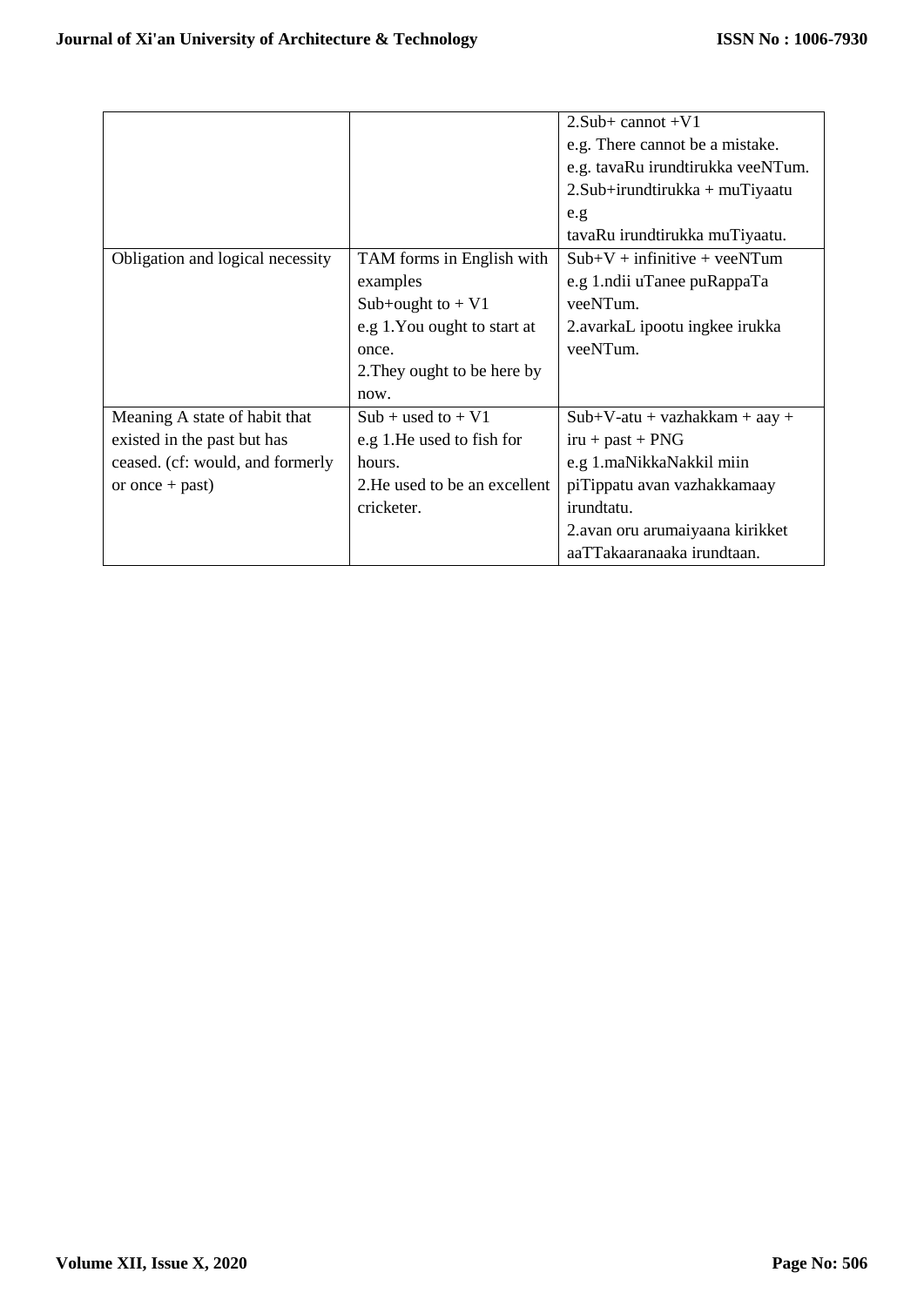| | | |
|---|---|---|
| | | 2.Sub+ cannot +V1<br>e.g. There cannot be a mistake.<br>e.g. tavaRu irundtirukka veeNTum.<br>2.Sub+irundtirukka + muTiyaatu<br>e.g<br>tavaRu irundtirukka muTiyaatu. |
| Obligation and logical necessity | TAM forms in English with examples<br>Sub+ought to + V1<br>e.g 1.You ought to start at once.<br>2.They ought to be here by now. | Sub+V + infinitive + veeNTum<br>e.g 1.ndii uTanee puRappaTa veeNTum.<br>2.avarkaL ipootu ingkee irukka veeNTum. |
| Meaning A state of habit that existed in the past but has ceased. (cf: would, and formerly or once + past) | Sub + used to + V1<br>e.g 1.He used to fish for hours.<br>2.He used to be an excellent cricketer. | Sub+V-atu + vazhakkam + aay + iru + past + PNG<br>e.g 1.maNikkaNakkil miin piTippatu avan vazhakkamaay irundtatu.<br>2.avan oru arumaiyaana kirikket aaTTakaaranaaka irundtaan. |